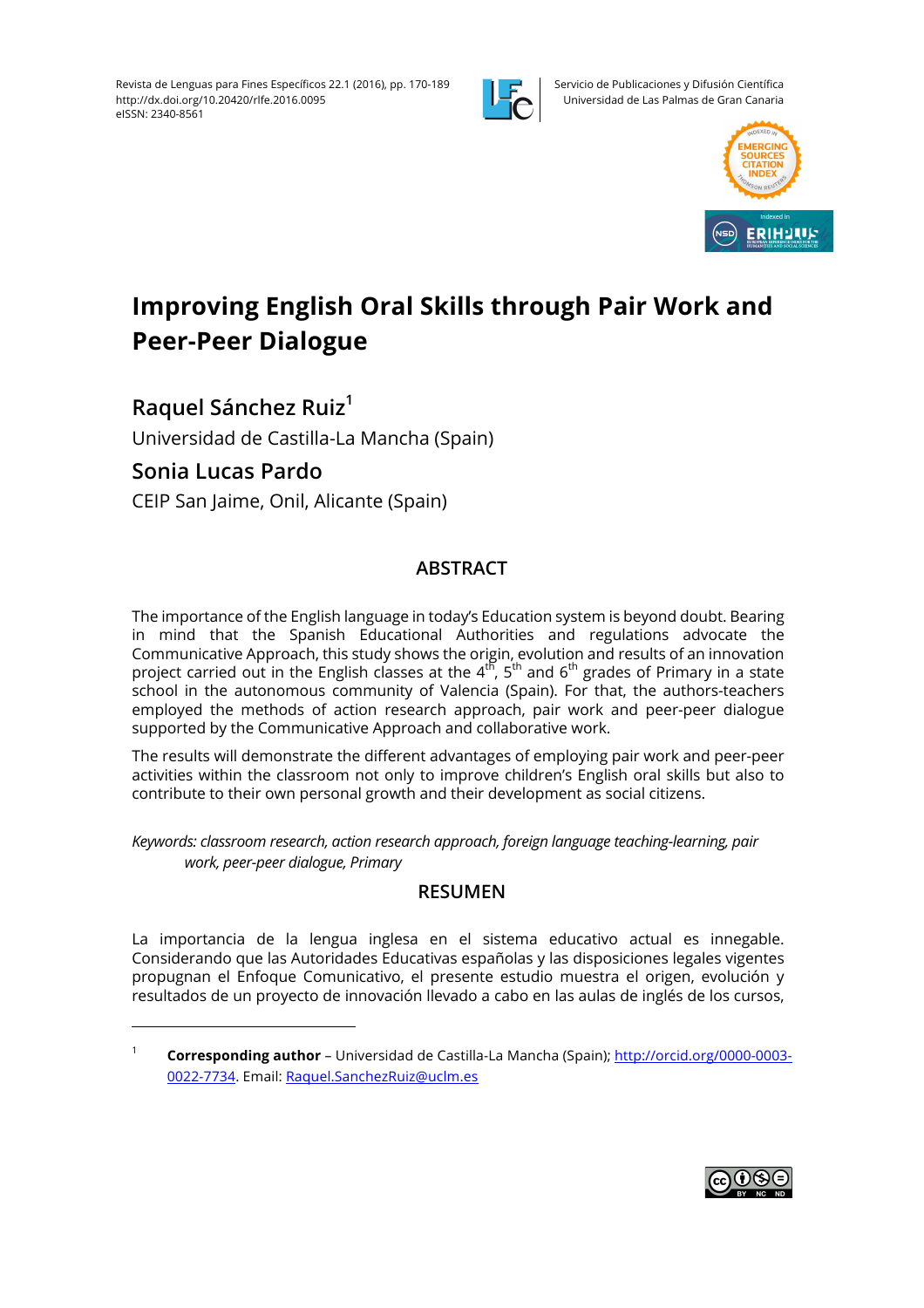# Improving English Oral Skills through Pair Work and Peer-Peer Dialogue

## Raquel Sánchez Ruiz[1]

Universidad de Castilla-La Mancha (Spain)

## Sonia Lucas Pardo

CEIP San Jaime, Onil, Alicante (Spain)

### ABSTRACT

The importance of the English language in today's Education system is beyond doubt. Bearing in mind that the Spanish Educational Authorities and regulations advocate the Communicative Approach, this study shows the origin, evolution and results of an innovation project carried out in the English classes at the 4$^{th}$, 5$^{th}$ and 6$^{th}$ grades of Primary in a state school in the autonomous community of Valencia (Spain). For that, the authors-teachers employed the methods of action research approach, pair work and peer-peer dialogue supported by the Communicative Approach and collaborative work.

The results will demonstrate the different advantages of employing pair work and peer-peer activities within the classroom not only to improve children's English oral skills but also to contribute to their own personal growth and their development as social citizens.

*Keywords: classroom research, action research approach, foreign language teaching-learning, pair work, peer-peer dialogue, Primary*

### RESUMEN

La importancia de la lengua inglesa en el sistema educativo actual es innegable. Considerando que las Autoridades Educativas españolas y las disposiciones legales vigentes propugnan el Enfoque Comunicativo, el presente estudio muestra el origen, evolución y resultados de un proyecto de innovación llevado a cabo en las aulas de inglés de los cursos,

---

[1] **Corresponding author** – Universidad de Castilla-La Mancha (Spain); http://orcid.org/0000-0003-0022-7734. Email: Raquel.SanchezRuiz@uclm.es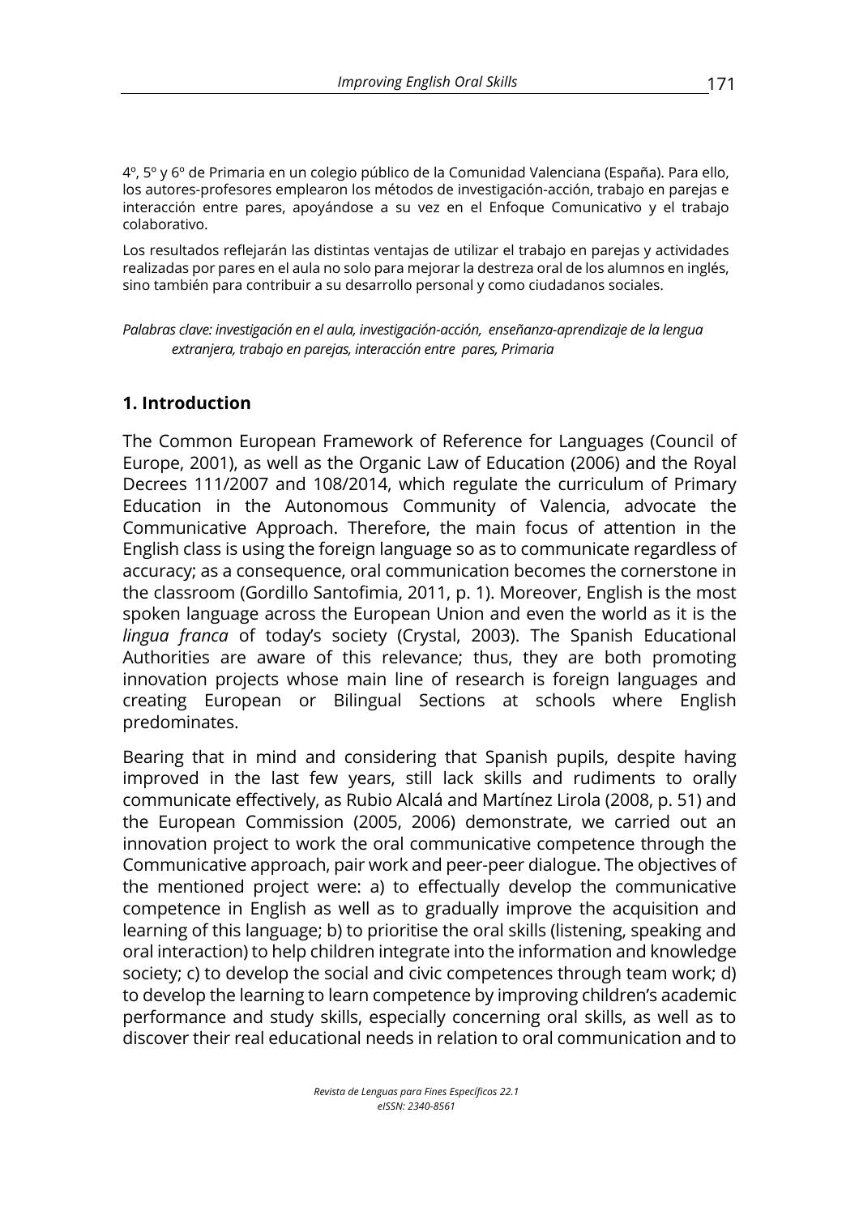4º, 5º y 6º de Primaria en un colegio público de la Comunidad Valenciana (España). Para ello, los autores-profesores emplearon los métodos de investigación-acción, trabajo en parejas e interacción entre pares, apoyándose a su vez en el Enfoque Comunicativo y el trabajo colaborativo.

Los resultados reflejarán las distintas ventajas de utilizar el trabajo en parejas y actividades realizadas por pares en el aula no solo para mejorar la destreza oral de los alumnos en inglés, sino también para contribuir a su desarrollo personal y como ciudadanos sociales.

*Palabras clave: investigación en el aula, investigación-acción, enseñanza-aprendizaje de la lengua extranjera, trabajo en parejas, interacción entre pares, Primaria*

## 1. Introduction

The Common European Framework of Reference for Languages (Council of Europe, 2001), as well as the Organic Law of Education (2006) and the Royal Decrees 111/2007 and 108/2014, which regulate the curriculum of Primary Education in the Autonomous Community of Valencia, advocate the Communicative Approach. Therefore, the main focus of attention in the English class is using the foreign language so as to communicate regardless of accuracy; as a consequence, oral communication becomes the cornerstone in the classroom (Gordillo Santofimia, 2011, p. 1). Moreover, English is the most spoken language across the European Union and even the world as it is the *lingua franca* of today's society (Crystal, 2003). The Spanish Educational Authorities are aware of this relevance; thus, they are both promoting innovation projects whose main line of research is foreign languages and creating European or Bilingual Sections at schools where English predominates.

Bearing that in mind and considering that Spanish pupils, despite having improved in the last few years, still lack skills and rudiments to orally communicate effectively, as Rubio Alcalá and Martínez Lirola (2008, p. 51) and the European Commission (2005, 2006) demonstrate, we carried out an innovation project to work the oral communicative competence through the Communicative approach, pair work and peer-peer dialogue. The objectives of the mentioned project were: a) to effectually develop the communicative competence in English as well as to gradually improve the acquisition and learning of this language; b) to prioritise the oral skills (listening, speaking and oral interaction) to help children integrate into the information and knowledge society; c) to develop the social and civic competences through team work; d) to develop the learning to learn competence by improving children's academic performance and study skills, especially concerning oral skills, as well as to discover their real educational needs in relation to oral communication and to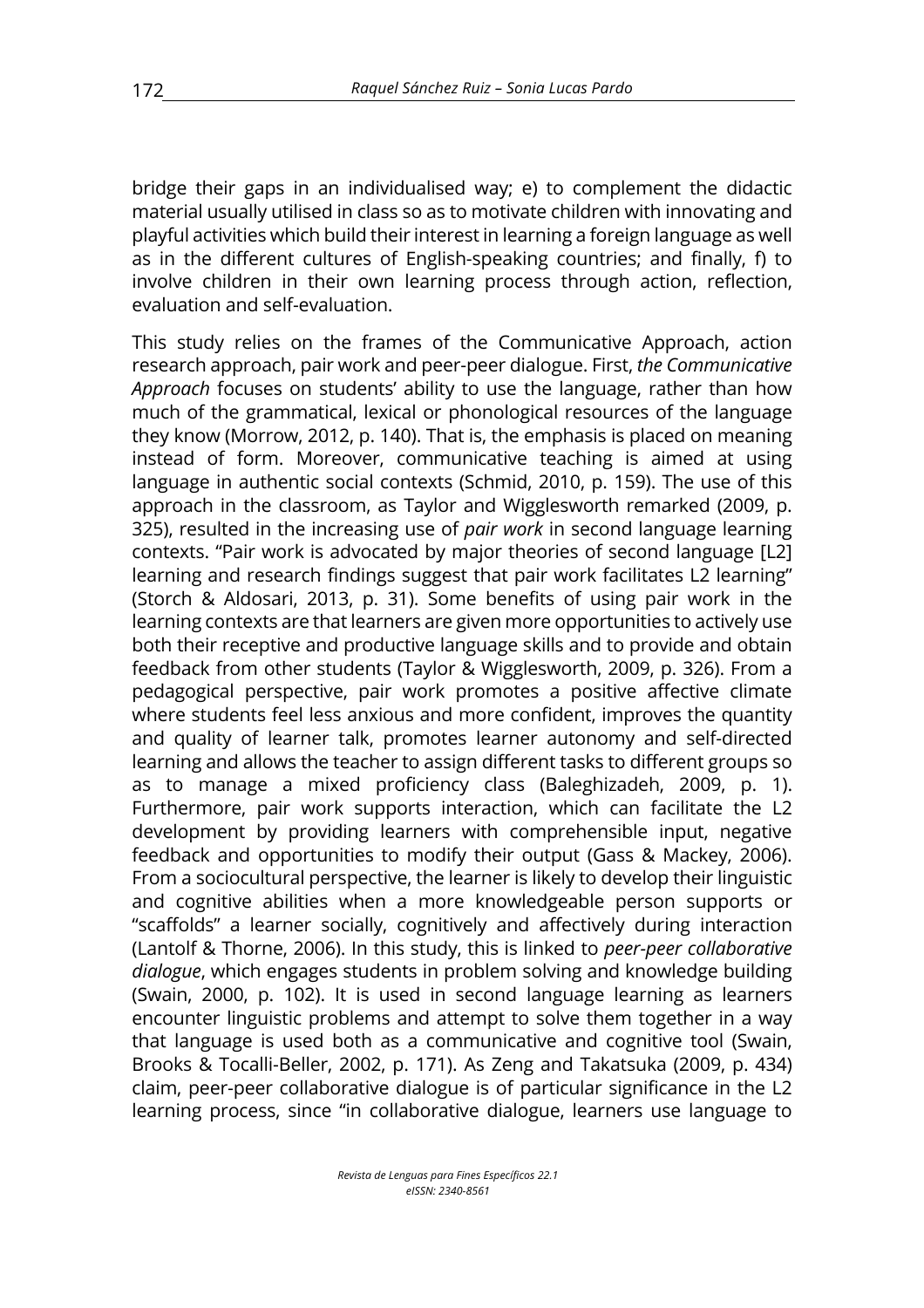bridge their gaps in an individualised way; e) to complement the didactic material usually utilised in class so as to motivate children with innovating and playful activities which build their interest in learning a foreign language as well as in the different cultures of English-speaking countries; and finally, f) to involve children in their own learning process through action, reflection, evaluation and self-evaluation.

This study relies on the frames of the Communicative Approach, action research approach, pair work and peer-peer dialogue. First, *the Communicative Approach* focuses on students' ability to use the language, rather than how much of the grammatical, lexical or phonological resources of the language they know (Morrow, 2012, p. 140). That is, the emphasis is placed on meaning instead of form. Moreover, communicative teaching is aimed at using language in authentic social contexts (Schmid, 2010, p. 159). The use of this approach in the classroom, as Taylor and Wigglesworth remarked (2009, p. 325), resulted in the increasing use of *pair work* in second language learning contexts. "Pair work is advocated by major theories of second language [L2] learning and research findings suggest that pair work facilitates L2 learning" (Storch & Aldosari, 2013, p. 31). Some benefits of using pair work in the learning contexts are that learners are given more opportunities to actively use both their receptive and productive language skills and to provide and obtain feedback from other students (Taylor & Wigglesworth, 2009, p. 326). From a pedagogical perspective, pair work promotes a positive affective climate where students feel less anxious and more confident, improves the quantity and quality of learner talk, promotes learner autonomy and self-directed learning and allows the teacher to assign different tasks to different groups so as to manage a mixed proficiency class (Baleghizadeh, 2009, p. 1). Furthermore, pair work supports interaction, which can facilitate the L2 development by providing learners with comprehensible input, negative feedback and opportunities to modify their output (Gass & Mackey, 2006). From a sociocultural perspective, the learner is likely to develop their linguistic and cognitive abilities when a more knowledgeable person supports or "scaffolds" a learner socially, cognitively and affectively during interaction (Lantolf & Thorne, 2006). In this study, this is linked to *peer-peer collaborative dialogue*, which engages students in problem solving and knowledge building (Swain, 2000, p. 102). It is used in second language learning as learners encounter linguistic problems and attempt to solve them together in a way that language is used both as a communicative and cognitive tool (Swain, Brooks & Tocalli-Beller, 2002, p. 171). As Zeng and Takatsuka (2009, p. 434) claim, peer-peer collaborative dialogue is of particular significance in the L2 learning process, since "in collaborative dialogue, learners use language to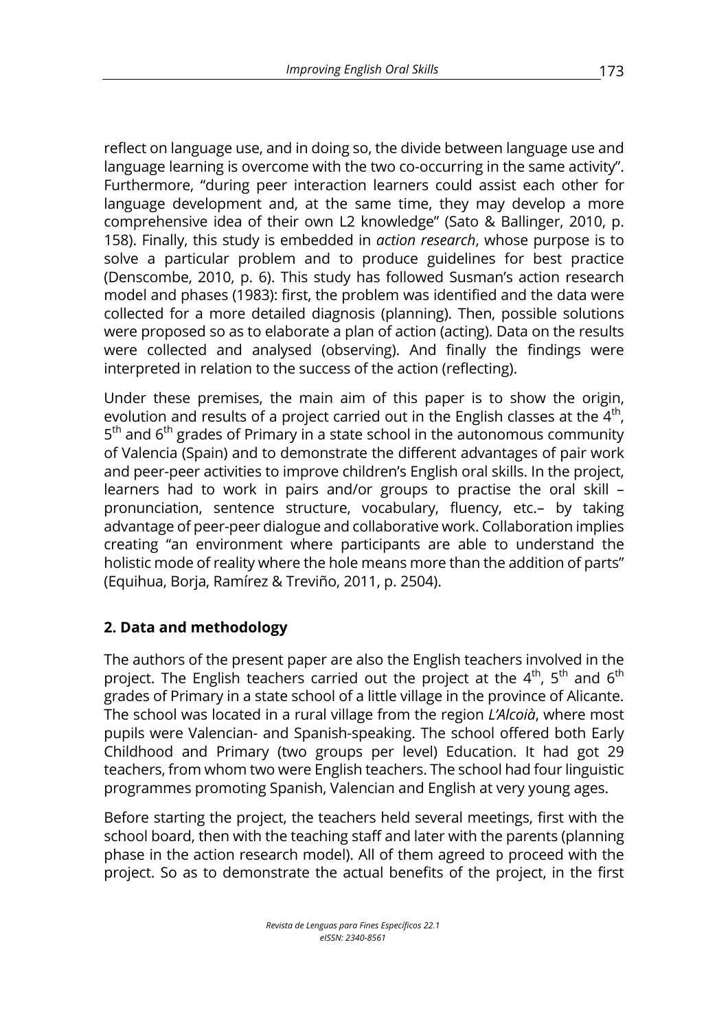reflect on language use, and in doing so, the divide between language use and language learning is overcome with the two co-occurring in the same activity". Furthermore, "during peer interaction learners could assist each other for language development and, at the same time, they may develop a more comprehensive idea of their own L2 knowledge" (Sato & Ballinger, 2010, p. 158). Finally, this study is embedded in *action research*, whose purpose is to solve a particular problem and to produce guidelines for best practice (Denscombe, 2010, p. 6). This study has followed Susman's action research model and phases (1983): first, the problem was identified and the data were collected for a more detailed diagnosis (planning). Then, possible solutions were proposed so as to elaborate a plan of action (acting). Data on the results were collected and analysed (observing). And finally the findings were interpreted in relation to the success of the action (reflecting).

Under these premises, the main aim of this paper is to show the origin, evolution and results of a project carried out in the English classes at the 4th, 5th and 6th grades of Primary in a state school in the autonomous community of Valencia (Spain) and to demonstrate the different advantages of pair work and peer-peer activities to improve children's English oral skills. In the project, learners had to work in pairs and/or groups to practise the oral skill – pronunciation, sentence structure, vocabulary, fluency, etc.– by taking advantage of peer-peer dialogue and collaborative work. Collaboration implies creating "an environment where participants are able to understand the holistic mode of reality where the hole means more than the addition of parts" (Equihua, Borja, Ramírez & Treviño, 2011, p. 2504).

## 2. Data and methodology

The authors of the present paper are also the English teachers involved in the project. The English teachers carried out the project at the 4th, 5th and 6th grades of Primary in a state school of a little village in the province of Alicante. The school was located in a rural village from the region *L'Alcoià*, where most pupils were Valencian- and Spanish-speaking. The school offered both Early Childhood and Primary (two groups per level) Education. It had got 29 teachers, from whom two were English teachers. The school had four linguistic programmes promoting Spanish, Valencian and English at very young ages.

Before starting the project, the teachers held several meetings, first with the school board, then with the teaching staff and later with the parents (planning phase in the action research model). All of them agreed to proceed with the project. So as to demonstrate the actual benefits of the project, in the first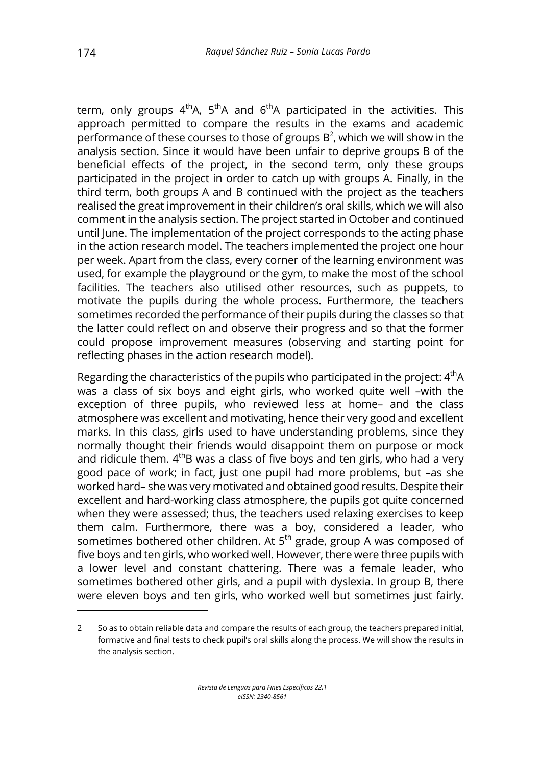term, only groups 4$^{th}$A, 5$^{th}$A and 6$^{th}$A participated in the activities. This approach permitted to compare the results in the exams and academic performance of these courses to those of groups B[2], which we will show in the analysis section. Since it would have been unfair to deprive groups B of the beneficial effects of the project, in the second term, only these groups participated in the project in order to catch up with groups A. Finally, in the third term, both groups A and B continued with the project as the teachers realised the great improvement in their children's oral skills, which we will also comment in the analysis section. The project started in October and continued until June. The implementation of the project corresponds to the acting phase in the action research model. The teachers implemented the project one hour per week. Apart from the class, every corner of the learning environment was used, for example the playground or the gym, to make the most of the school facilities. The teachers also utilised other resources, such as puppets, to motivate the pupils during the whole process. Furthermore, the teachers sometimes recorded the performance of their pupils during the classes so that the latter could reflect on and observe their progress and so that the former could propose improvement measures (observing and starting point for reflecting phases in the action research model).

Regarding the characteristics of the pupils who participated in the project: 4$^{th}$A was a class of six boys and eight girls, who worked quite well –with the exception of three pupils, who reviewed less at home– and the class atmosphere was excellent and motivating, hence their very good and excellent marks. In this class, girls used to have understanding problems, since they normally thought their friends would disappoint them on purpose or mock and ridicule them. 4$^{th}$B was a class of five boys and ten girls, who had a very good pace of work; in fact, just one pupil had more problems, but –as she worked hard– she was very motivated and obtained good results. Despite their excellent and hard-working class atmosphere, the pupils got quite concerned when they were assessed; thus, the teachers used relaxing exercises to keep them calm. Furthermore, there was a boy, considered a leader, who sometimes bothered other children. At 5$^{th}$ grade, group A was composed of five boys and ten girls, who worked well. However, there were three pupils with a lower level and constant chattering. There was a female leader, who sometimes bothered other girls, and a pupil with dyslexia. In group B, there were eleven boys and ten girls, who worked well but sometimes just fairly.

2 So as to obtain reliable data and compare the results of each group, the teachers prepared initial, formative and final tests to check pupil's oral skills along the process. We will show the results in the analysis section.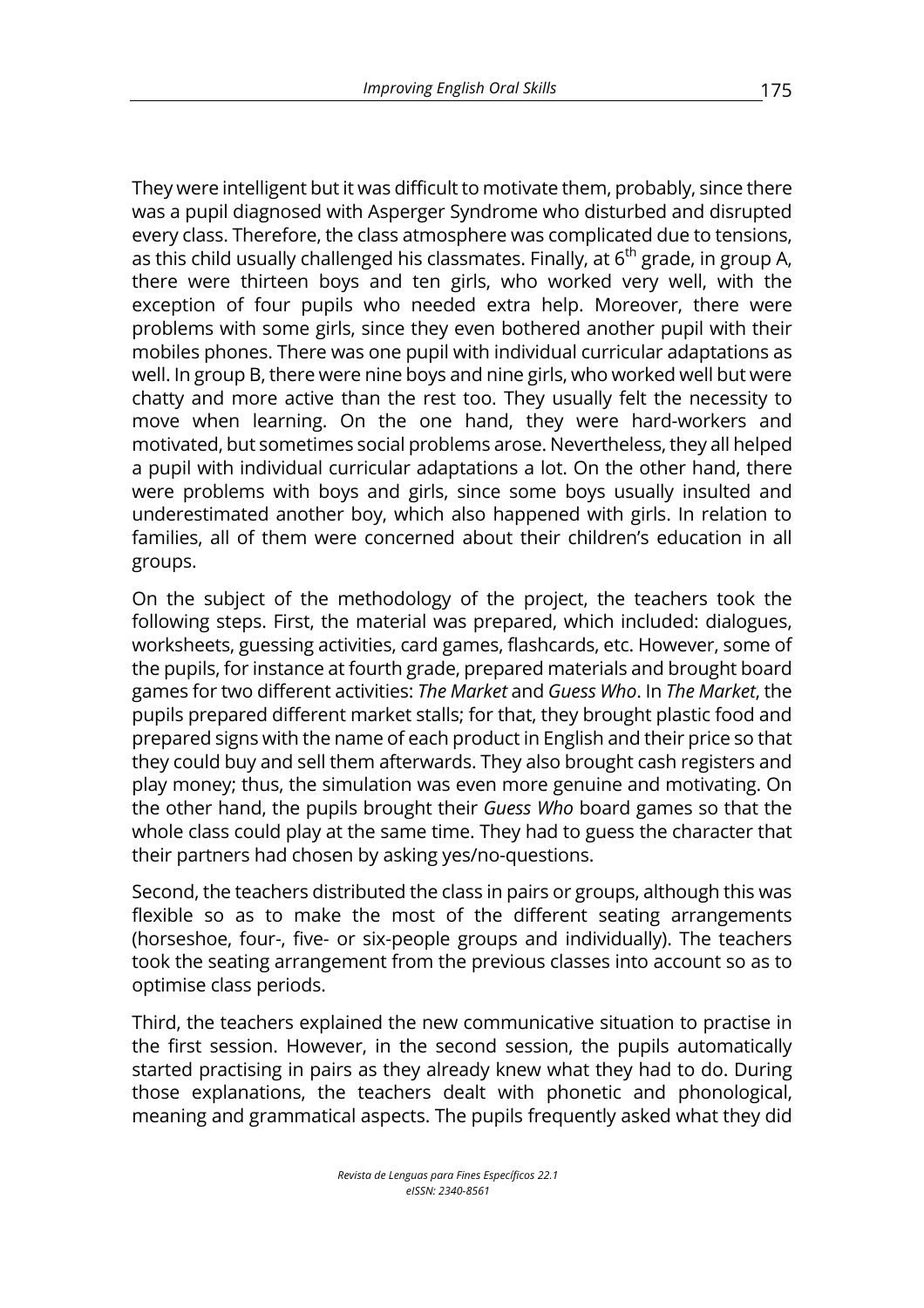They were intelligent but it was difficult to motivate them, probably, since there was a pupil diagnosed with Asperger Syndrome who disturbed and disrupted every class. Therefore, the class atmosphere was complicated due to tensions, as this child usually challenged his classmates. Finally, at 6$^{th}$ grade, in group A, there were thirteen boys and ten girls, who worked very well, with the exception of four pupils who needed extra help. Moreover, there were problems with some girls, since they even bothered another pupil with their mobiles phones. There was one pupil with individual curricular adaptations as well. In group B, there were nine boys and nine girls, who worked well but were chatty and more active than the rest too. They usually felt the necessity to move when learning. On the one hand, they were hard-workers and motivated, but sometimes social problems arose. Nevertheless, they all helped a pupil with individual curricular adaptations a lot. On the other hand, there were problems with boys and girls, since some boys usually insulted and underestimated another boy, which also happened with girls. In relation to families, all of them were concerned about their children's education in all groups.

On the subject of the methodology of the project, the teachers took the following steps. First, the material was prepared, which included: dialogues, worksheets, guessing activities, card games, flashcards, etc. However, some of the pupils, for instance at fourth grade, prepared materials and brought board games for two different activities: *The Market* and *Guess Who*. In *The Market*, the pupils prepared different market stalls; for that, they brought plastic food and prepared signs with the name of each product in English and their price so that they could buy and sell them afterwards. They also brought cash registers and play money; thus, the simulation was even more genuine and motivating. On the other hand, the pupils brought their *Guess Who* board games so that the whole class could play at the same time. They had to guess the character that their partners had chosen by asking yes/no-questions.

Second, the teachers distributed the class in pairs or groups, although this was flexible so as to make the most of the different seating arrangements (horseshoe, four-, five- or six-people groups and individually). The teachers took the seating arrangement from the previous classes into account so as to optimise class periods.

Third, the teachers explained the new communicative situation to practise in the first session. However, in the second session, the pupils automatically started practising in pairs as they already knew what they had to do. During those explanations, the teachers dealt with phonetic and phonological, meaning and grammatical aspects. The pupils frequently asked what they did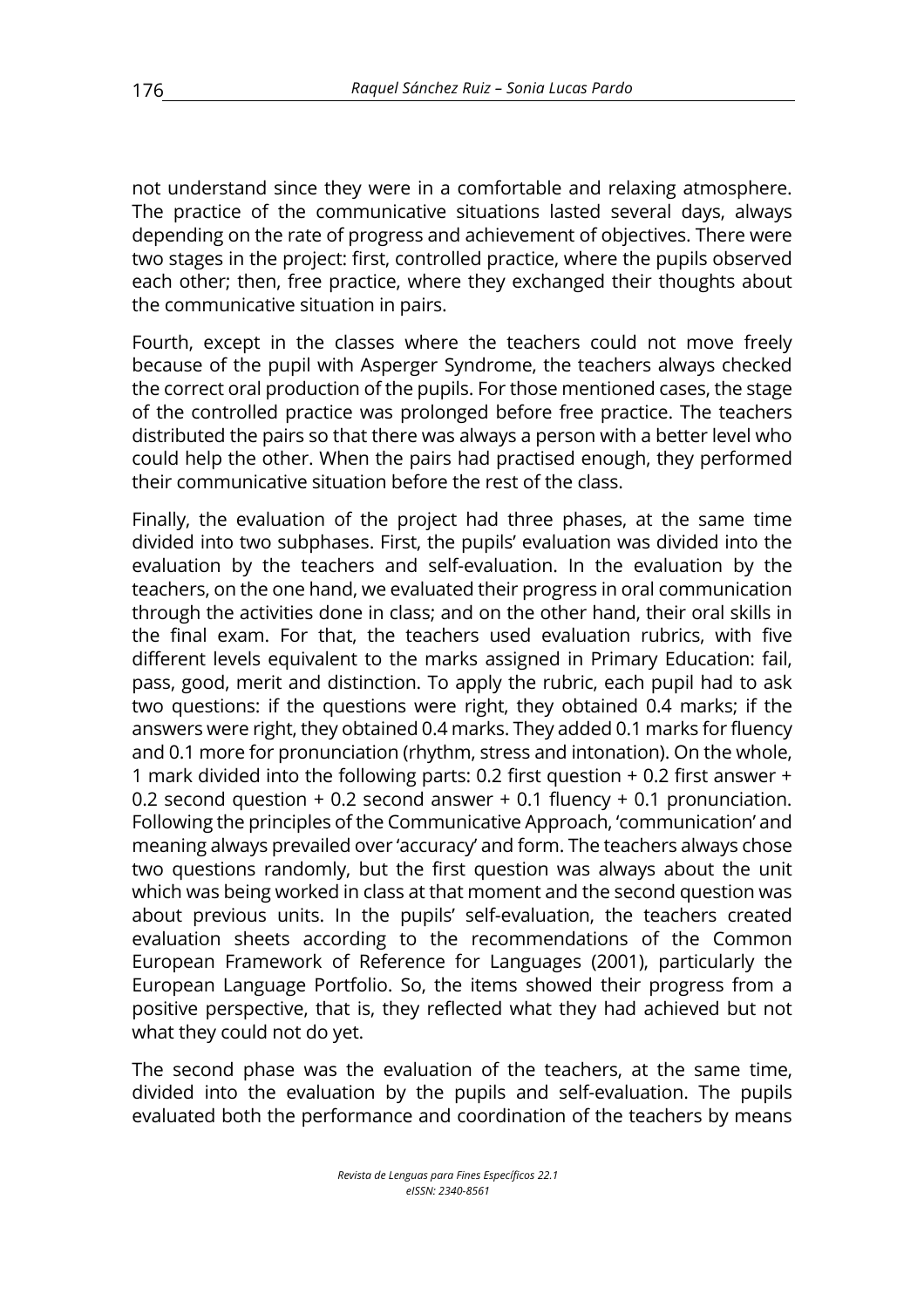not understand since they were in a comfortable and relaxing atmosphere. The practice of the communicative situations lasted several days, always depending on the rate of progress and achievement of objectives. There were two stages in the project: first, controlled practice, where the pupils observed each other; then, free practice, where they exchanged their thoughts about the communicative situation in pairs.

Fourth, except in the classes where the teachers could not move freely because of the pupil with Asperger Syndrome, the teachers always checked the correct oral production of the pupils. For those mentioned cases, the stage of the controlled practice was prolonged before free practice. The teachers distributed the pairs so that there was always a person with a better level who could help the other. When the pairs had practised enough, they performed their communicative situation before the rest of the class.

Finally, the evaluation of the project had three phases, at the same time divided into two subphases. First, the pupils' evaluation was divided into the evaluation by the teachers and self-evaluation. In the evaluation by the teachers, on the one hand, we evaluated their progress in oral communication through the activities done in class; and on the other hand, their oral skills in the final exam. For that, the teachers used evaluation rubrics, with five different levels equivalent to the marks assigned in Primary Education: fail, pass, good, merit and distinction. To apply the rubric, each pupil had to ask two questions: if the questions were right, they obtained 0.4 marks; if the answers were right, they obtained 0.4 marks. They added 0.1 marks for fluency and 0.1 more for pronunciation (rhythm, stress and intonation). On the whole, 1 mark divided into the following parts: 0.2 first question + 0.2 first answer + 0.2 second question + 0.2 second answer + 0.1 fluency + 0.1 pronunciation. Following the principles of the Communicative Approach, 'communication' and meaning always prevailed over 'accuracy' and form. The teachers always chose two questions randomly, but the first question was always about the unit which was being worked in class at that moment and the second question was about previous units. In the pupils' self-evaluation, the teachers created evaluation sheets according to the recommendations of the Common European Framework of Reference for Languages (2001), particularly the European Language Portfolio. So, the items showed their progress from a positive perspective, that is, they reflected what they had achieved but not what they could not do yet.

The second phase was the evaluation of the teachers, at the same time, divided into the evaluation by the pupils and self-evaluation. The pupils evaluated both the performance and coordination of the teachers by means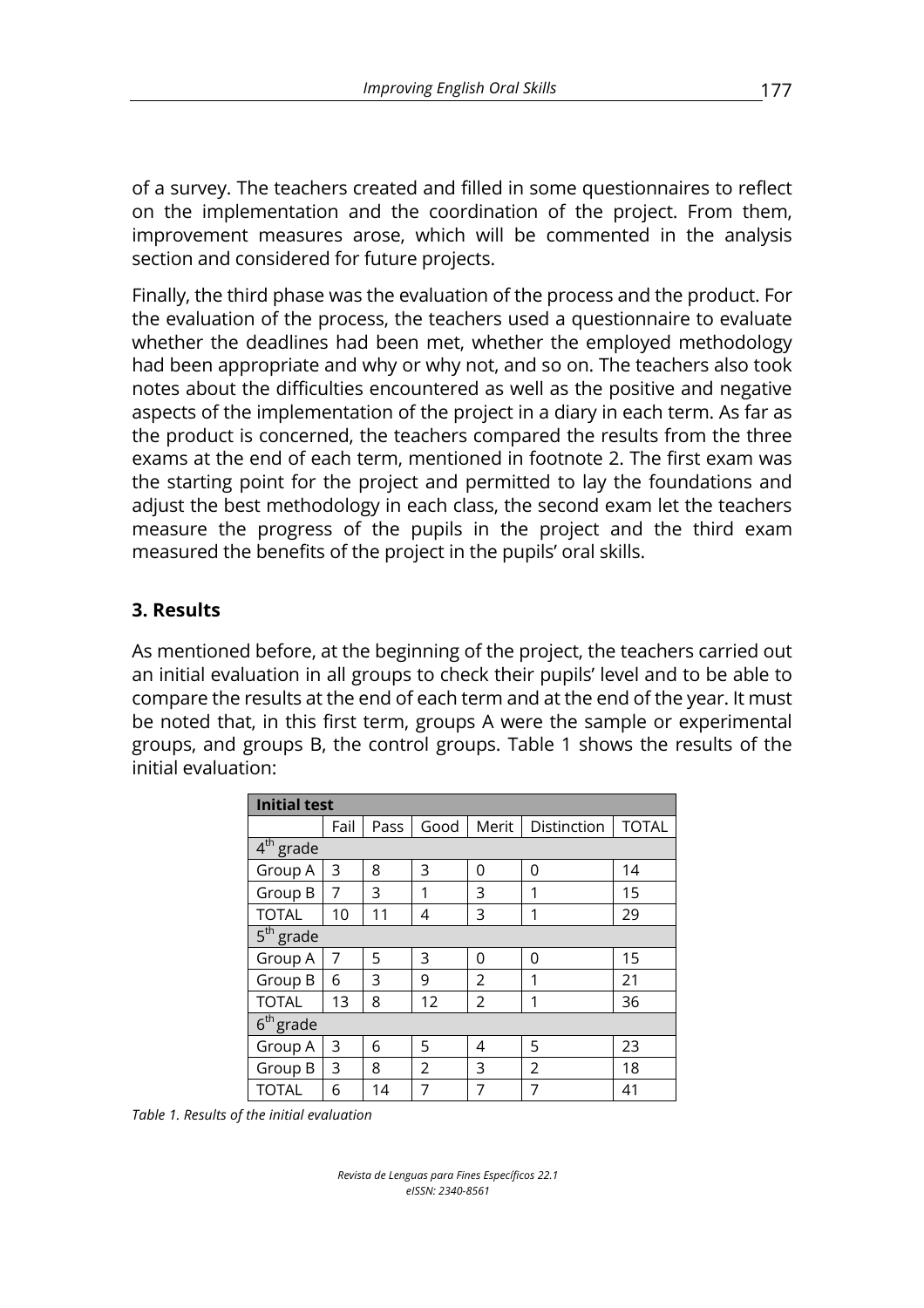of a survey. The teachers created and filled in some questionnaires to reflect on the implementation and the coordination of the project. From them, improvement measures arose, which will be commented in the analysis section and considered for future projects.

Finally, the third phase was the evaluation of the process and the product. For the evaluation of the process, the teachers used a questionnaire to evaluate whether the deadlines had been met, whether the employed methodology had been appropriate and why or why not, and so on. The teachers also took notes about the difficulties encountered as well as the positive and negative aspects of the implementation of the project in a diary in each term. As far as the product is concerned, the teachers compared the results from the three exams at the end of each term, mentioned in footnote 2. The first exam was the starting point for the project and permitted to lay the foundations and adjust the best methodology in each class, the second exam let the teachers measure the progress of the pupils in the project and the third exam measured the benefits of the project in the pupils' oral skills.

## 3. Results

As mentioned before, at the beginning of the project, the teachers carried out an initial evaluation in all groups to check their pupils' level and to be able to compare the results at the end of each term and at the end of the year. It must be noted that, in this first term, groups A were the sample or experimental groups, and groups B, the control groups. Table 1 shows the results of the initial evaluation:

| **Initial test** | | | | | | |
|---|---|---|---|---|---|---|
| | Fail | Pass | Good | Merit | Distinction | TOTAL |
| 4th grade | | | | | | |
| Group A | 3 | 8 | 3 | 0 | 0 | 14 |
| Group B | 7 | 3 | 1 | 3 | 1 | 15 |
| TOTAL | 10 | 11 | 4 | 3 | 1 | 29 |
| 5th grade | | | | | | |
| Group A | 7 | 5 | 3 | 0 | 0 | 15 |
| Group B | 6 | 3 | 9 | 2 | 1 | 21 |
| TOTAL | 13 | 8 | 12 | 2 | 1 | 36 |
| 6th grade | | | | | | |
| Group A | 3 | 6 | 5 | 4 | 5 | 23 |
| Group B | 3 | 8 | 2 | 3 | 2 | 18 |
| TOTAL | 6 | 14 | 7 | 7 | 7 | 41 |

*Table 1. Results of the initial evaluation*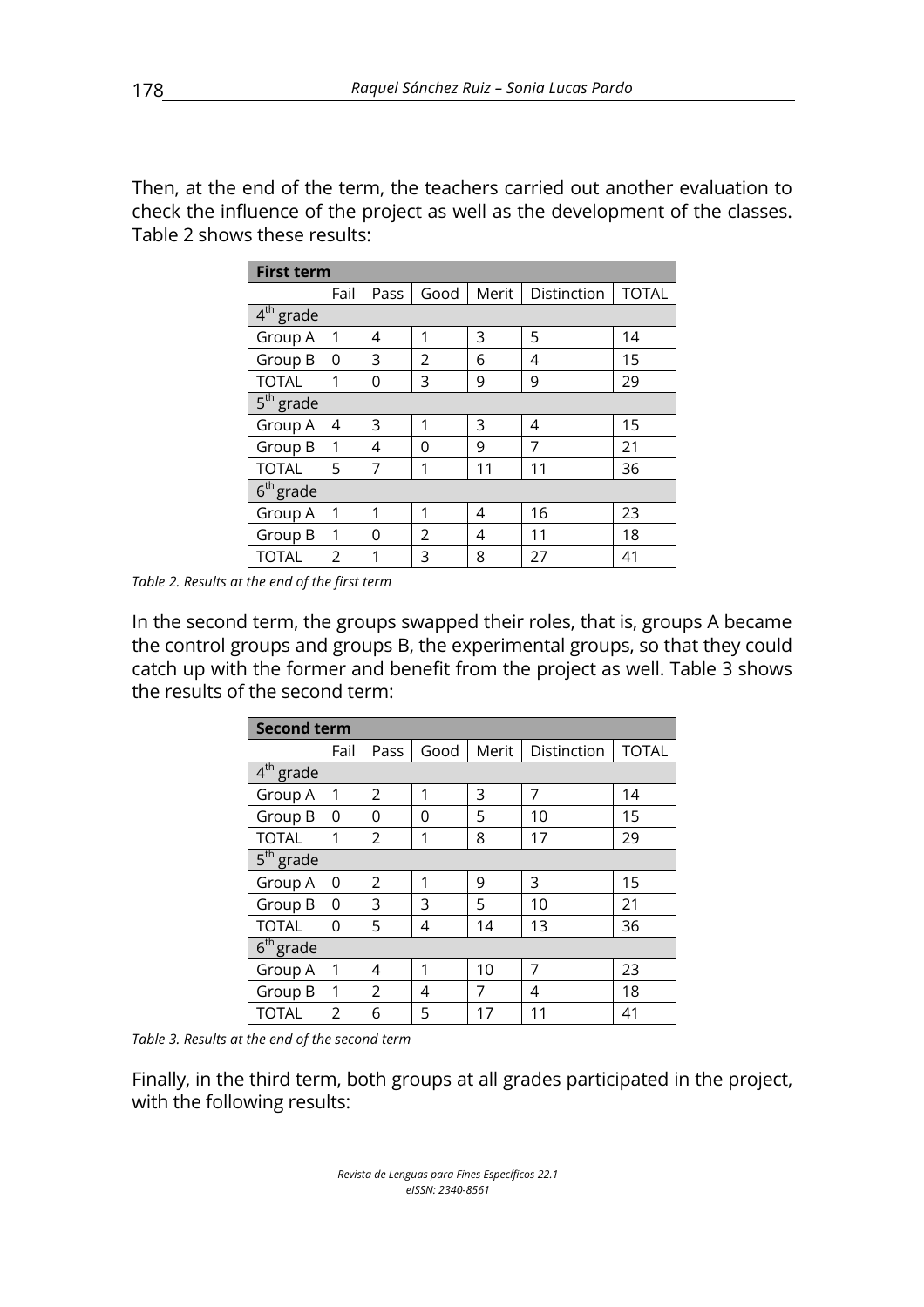Then, at the end of the term, the teachers carried out another evaluation to check the influence of the project as well as the development of the classes. Table 2 shows these results:

| **First term** | | | | | | |
|---|---|---|---|---|---|---|
| | Fail | Pass | Good | Merit | Distinction | TOTAL |
| 4th grade | | | | | | |
| Group A | 1 | 4 | 1 | 3 | 5 | 14 |
| Group B | 0 | 3 | 2 | 6 | 4 | 15 |
| TOTAL | 1 | 0 | 3 | 9 | 9 | 29 |
| 5th grade | | | | | | |
| Group A | 4 | 3 | 1 | 3 | 4 | 15 |
| Group B | 1 | 4 | 0 | 9 | 7 | 21 |
| TOTAL | 5 | 7 | 1 | 11 | 11 | 36 |
| 6th grade | | | | | | |
| Group A | 1 | 1 | 1 | 4 | 16 | 23 |
| Group B | 1 | 0 | 2 | 4 | 11 | 18 |
| TOTAL | 2 | 1 | 3 | 8 | 27 | 41 |

*Table 2. Results at the end of the first term*

In the second term, the groups swapped their roles, that is, groups A became the control groups and groups B, the experimental groups, so that they could catch up with the former and benefit from the project as well. Table 3 shows the results of the second term:

| **Second term** | | | | | | |
|---|---|---|---|---|---|---|
| | Fail | Pass | Good | Merit | Distinction | TOTAL |
| 4th grade | | | | | | |
| Group A | 1 | 2 | 1 | 3 | 7 | 14 |
| Group B | 0 | 0 | 0 | 5 | 10 | 15 |
| TOTAL | 1 | 2 | 1 | 8 | 17 | 29 |
| 5th grade | | | | | | |
| Group A | 0 | 2 | 1 | 9 | 3 | 15 |
| Group B | 0 | 3 | 3 | 5 | 10 | 21 |
| TOTAL | 0 | 5 | 4 | 14 | 13 | 36 |
| 6th grade | | | | | | |
| Group A | 1 | 4 | 1 | 10 | 7 | 23 |
| Group B | 1 | 2 | 4 | 7 | 4 | 18 |
| TOTAL | 2 | 6 | 5 | 17 | 11 | 41 |

*Table 3. Results at the end of the second term*

Finally, in the third term, both groups at all grades participated in the project, with the following results: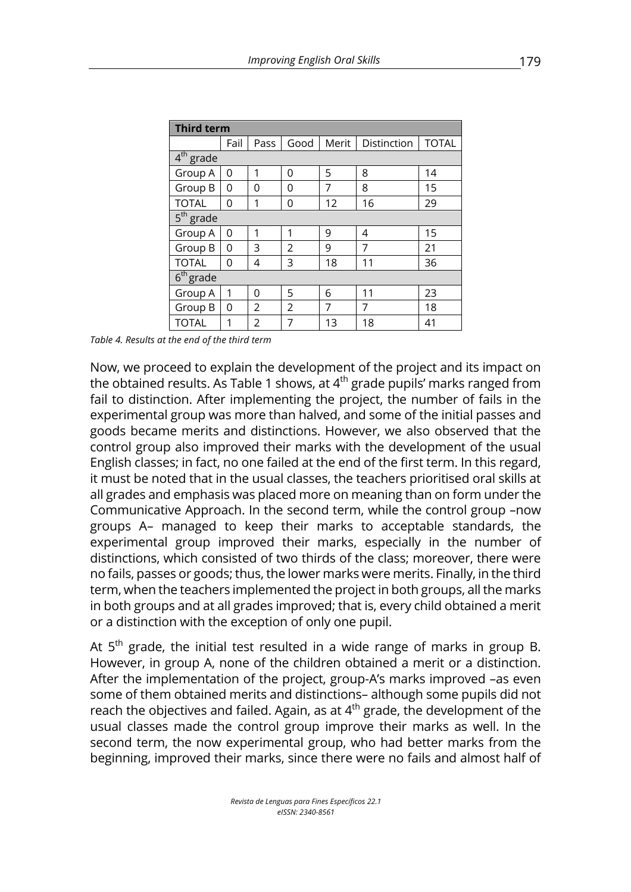| Third term | | | | | | |
|---|---|---|---|---|---|---|
| | Fail | Pass | Good | Merit | Distinction | TOTAL |
| $4^{th}$ grade | | | | | | |
| Group A | 0 | 1 | 0 | 5 | 8 | 14 |
| Group B | 0 | 0 | 0 | 7 | 8 | 15 |
| TOTAL | 0 | 1 | 0 | 12 | 16 | 29 |
| $5^{th}$ grade | | | | | | |
| Group A | 0 | 1 | 1 | 9 | 4 | 15 |
| Group B | 0 | 3 | 2 | 9 | 7 | 21 |
| TOTAL | 0 | 4 | 3 | 18 | 11 | 36 |
| $6^{th}$ grade | | | | | | |
| Group A | 1 | 0 | 5 | 6 | 11 | 23 |
| Group B | 0 | 2 | 2 | 7 | 7 | 18 |
| TOTAL | 1 | 2 | 7 | 13 | 18 | 41 |

*Table 4. Results at the end of the third term*

Now, we proceed to explain the development of the project and its impact on the obtained results. As Table 1 shows, at $4^{th}$ grade pupils' marks ranged from fail to distinction. After implementing the project, the number of fails in the experimental group was more than halved, and some of the initial passes and goods became merits and distinctions. However, we also observed that the control group also improved their marks with the development of the usual English classes; in fact, no one failed at the end of the first term. In this regard, it must be noted that in the usual classes, the teachers prioritised oral skills at all grades and emphasis was placed more on meaning than on form under the Communicative Approach. In the second term, while the control group –now groups A– managed to keep their marks to acceptable standards, the experimental group improved their marks, especially in the number of distinctions, which consisted of two thirds of the class; moreover, there were no fails, passes or goods; thus, the lower marks were merits. Finally, in the third term, when the teachers implemented the project in both groups, all the marks in both groups and at all grades improved; that is, every child obtained a merit or a distinction with the exception of only one pupil.

At $5^{th}$ grade, the initial test resulted in a wide range of marks in group B. However, in group A, none of the children obtained a merit or a distinction. After the implementation of the project, group-A's marks improved –as even some of them obtained merits and distinctions– although some pupils did not reach the objectives and failed. Again, as at $4^{th}$ grade, the development of the usual classes made the control group improve their marks as well. In the second term, the now experimental group, who had better marks from the beginning, improved their marks, since there were no fails and almost half of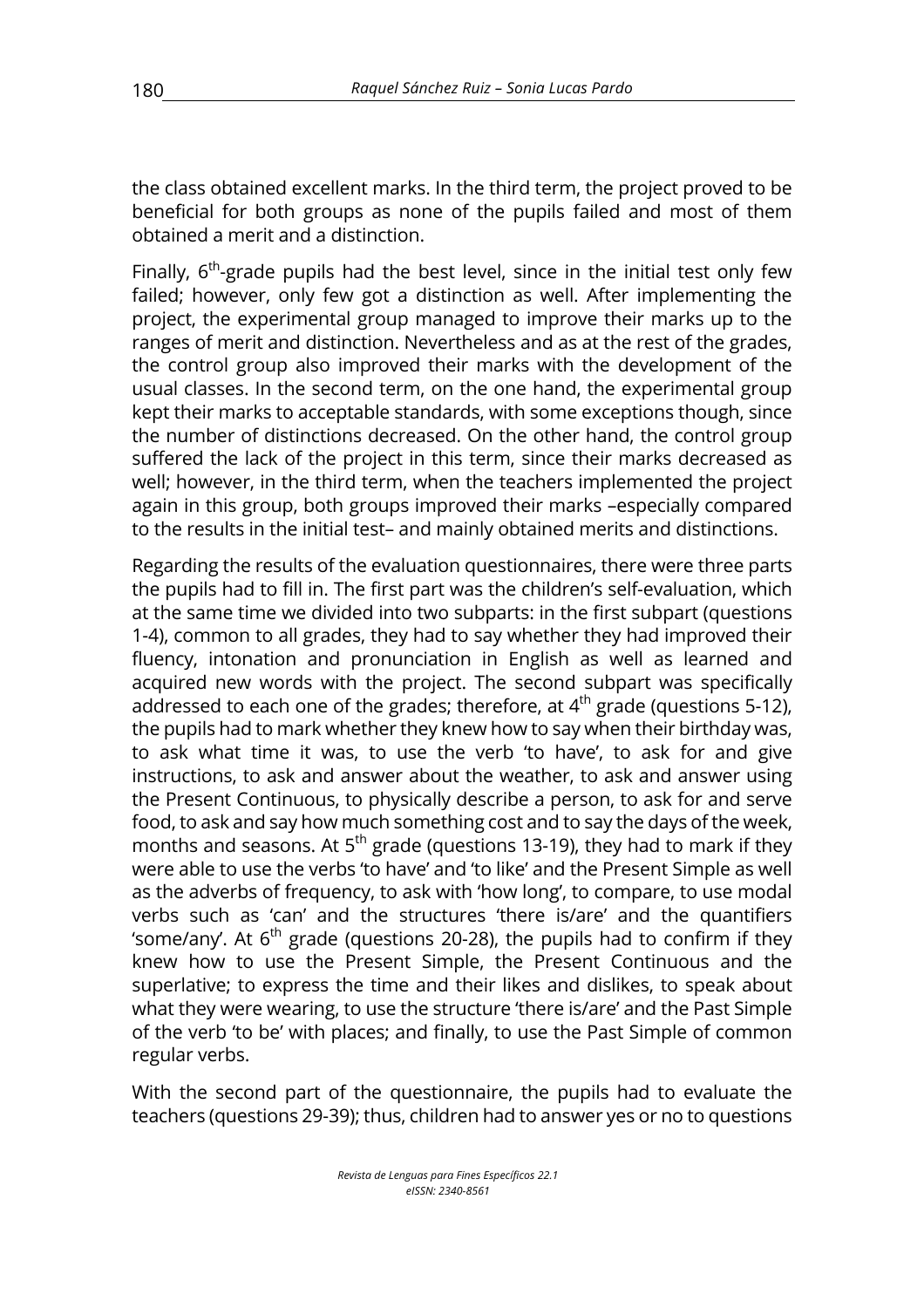the class obtained excellent marks. In the third term, the project proved to be beneficial for both groups as none of the pupils failed and most of them obtained a merit and a distinction.

Finally, 6th-grade pupils had the best level, since in the initial test only few failed; however, only few got a distinction as well. After implementing the project, the experimental group managed to improve their marks up to the ranges of merit and distinction. Nevertheless and as at the rest of the grades, the control group also improved their marks with the development of the usual classes. In the second term, on the one hand, the experimental group kept their marks to acceptable standards, with some exceptions though, since the number of distinctions decreased. On the other hand, the control group suffered the lack of the project in this term, since their marks decreased as well; however, in the third term, when the teachers implemented the project again in this group, both groups improved their marks –especially compared to the results in the initial test– and mainly obtained merits and distinctions.

Regarding the results of the evaluation questionnaires, there were three parts the pupils had to fill in. The first part was the children's self-evaluation, which at the same time we divided into two subparts: in the first subpart (questions 1-4), common to all grades, they had to say whether they had improved their fluency, intonation and pronunciation in English as well as learned and acquired new words with the project. The second subpart was specifically addressed to each one of the grades; therefore, at 4th grade (questions 5-12), the pupils had to mark whether they knew how to say when their birthday was, to ask what time it was, to use the verb 'to have', to ask for and give instructions, to ask and answer about the weather, to ask and answer using the Present Continuous, to physically describe a person, to ask for and serve food, to ask and say how much something cost and to say the days of the week, months and seasons. At 5th grade (questions 13-19), they had to mark if they were able to use the verbs 'to have' and 'to like' and the Present Simple as well as the adverbs of frequency, to ask with 'how long', to compare, to use modal verbs such as 'can' and the structures 'there is/are' and the quantifiers 'some/any'. At 6th grade (questions 20-28), the pupils had to confirm if they knew how to use the Present Simple, the Present Continuous and the superlative; to express the time and their likes and dislikes, to speak about what they were wearing, to use the structure 'there is/are' and the Past Simple of the verb 'to be' with places; and finally, to use the Past Simple of common regular verbs.

With the second part of the questionnaire, the pupils had to evaluate the teachers (questions 29-39); thus, children had to answer yes or no to questions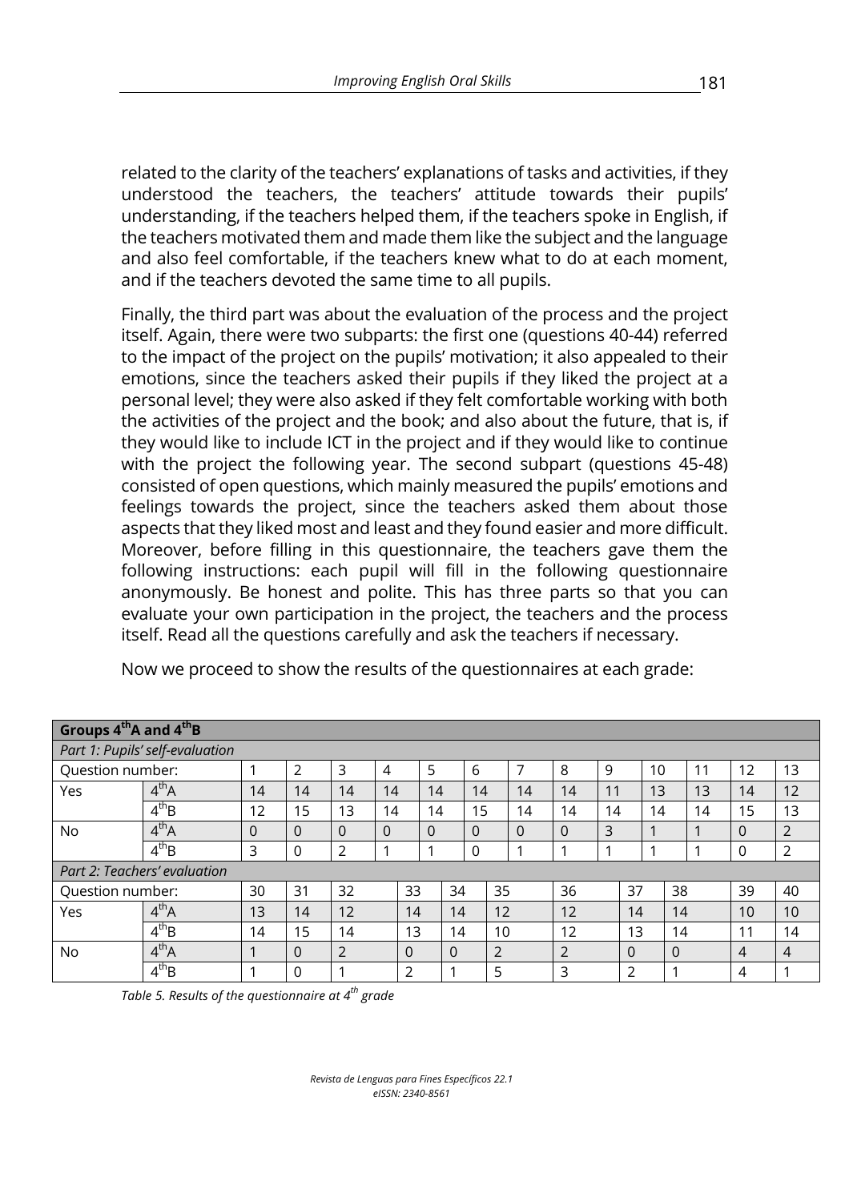related to the clarity of the teachers' explanations of tasks and activities, if they understood the teachers, the teachers' attitude towards their pupils' understanding, if the teachers helped them, if the teachers spoke in English, if the teachers motivated them and made them like the subject and the language and also feel comfortable, if the teachers knew what to do at each moment, and if the teachers devoted the same time to all pupils.

Finally, the third part was about the evaluation of the process and the project itself. Again, there were two subparts: the first one (questions 40-44) referred to the impact of the project on the pupils' motivation; it also appealed to their emotions, since the teachers asked their pupils if they liked the project at a personal level; they were also asked if they felt comfortable working with both the activities of the project and the book; and also about the future, that is, if they would like to include ICT in the project and if they would like to continue with the project the following year. The second subpart (questions 45-48) consisted of open questions, which mainly measured the pupils' emotions and feelings towards the project, since the teachers asked them about those aspects that they liked most and least and they found easier and more difficult. Moreover, before filling in this questionnaire, the teachers gave them the following instructions: each pupil will fill in the following questionnaire anonymously. Be honest and polite. This has three parts so that you can evaluate your own participation in the project, the teachers and the process itself. Read all the questions carefully and ask the teachers if necessary.

Now we proceed to show the results of the questionnaires at each grade:

| **Groups 4thA and 4thB** | | | | | | | | | | | | | | |
|---|---|---|---|---|---|---|---|---|---|---|---|---|---|---|
| *Part 1: Pupils' self-evaluation* | | | | | | | | | | | | | | |
| Question number: | | 1 | 2 | 3 | 4 | 5 | 6 | 7 | 8 | 9 | 10 | 11 | 12 | 13 |
| Yes | 4thA | 14 | 14 | 14 | 14 | 14 | 14 | 14 | 14 | 11 | 13 | 13 | 14 | 12 |
| | 4thB | 12 | 15 | 13 | 14 | 14 | 15 | 14 | 14 | 14 | 14 | 14 | 15 | 13 |
| No | 4thA | 0 | 0 | 0 | 0 | 0 | 0 | 0 | 0 | 3 | 1 | 1 | 0 | 2 |
| | 4thB | 3 | 0 | 2 | 1 | 1 | 0 | 1 | 1 | 1 | 1 | 1 | 0 | 2 |
| *Part 2: Teachers' evaluation* | | | | | | | | | | | | | | |
| Question number: | | 30 | 31 | 32 | 33 | 34 | 35 | 36 | 37 | 38 | 39 | 40 | | |
| Yes | 4thA | 13 | 14 | 12 | 14 | 14 | 12 | 12 | 14 | 14 | 10 | 10 | | |
| | 4thB | 14 | 15 | 14 | 13 | 14 | 10 | 12 | 13 | 14 | 11 | 14 | | |
| No | 4thA | 1 | 0 | 2 | 0 | 0 | 2 | 2 | 0 | 0 | 4 | 4 | | |
| | 4thB | 1 | 0 | 1 | 2 | 1 | 5 | 3 | 2 | 1 | 4 | 1 | | |

*Table 5. Results of the questionnaire at 4th grade*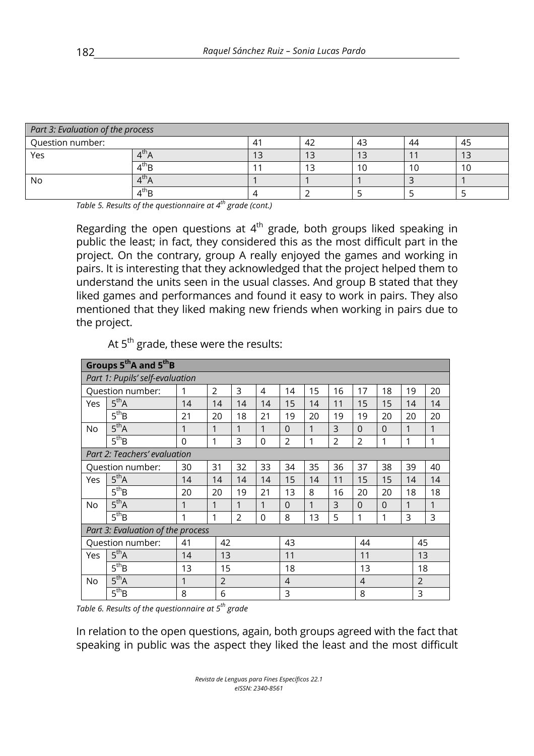| *Part 3: Evaluation of the process* | | | | | | |
|---|---|---|---|---|---|---|
| Question number: | | 41 | 42 | 43 | 44 | 45 |
| Yes | $4^{th}$A | 13 | 13 | 13 | 11 | 13 |
| | $4^{th}$B | 11 | 13 | 10 | 10 | 10 |
| No | $4^{th}$A | 1 | 1 | 1 | 3 | 1 |
| | $4^{th}$B | 4 | 2 | 5 | 5 | 5 |

*Table 5. Results of the questionnaire at $4^{th}$ grade (cont.)*

Regarding the open questions at $4^{th}$ grade, both groups liked speaking in public the least; in fact, they considered this as the most difficult part in the project. On the contrary, group A really enjoyed the games and working in pairs. It is interesting that they acknowledged that the project helped them to understand the units seen in the usual classes. And group B stated that they liked games and performances and found it easy to work in pairs. They also mentioned that they liked making new friends when working in pairs due to the project.

At $5^{th}$ grade, these were the results:

| **Groups $5^{th}$A and $5^{th}$B** | | | | | | | | | | | | |
|---|---|---|---|---|---|---|---|---|---|---|---|---|
| *Part 1: Pupils' self-evaluation* | | | | | | | | | | | | |
| Question number: | | 1 | 2 | 3 | 4 | 14 | 15 | 16 | 17 | 18 | 19 | 20 |
| Yes | $5^{th}$A | 14 | 14 | 14 | 14 | 15 | 14 | 11 | 15 | 15 | 14 | 14 |
| | $5^{th}$B | 21 | 20 | 18 | 21 | 19 | 20 | 19 | 19 | 20 | 20 | 20 |
| No | $5^{th}$A | 1 | 1 | 1 | 1 | 0 | 1 | 3 | 0 | 0 | 1 | 1 |
| | $5^{th}$B | 0 | 1 | 3 | 0 | 2 | 1 | 2 | 2 | 1 | 1 | 1 |
| *Part 2: Teachers' evaluation* | | | | | | | | | | | | |
| Question number: | | 30 | 31 | 32 | 33 | 34 | 35 | 36 | 37 | 38 | 39 | 40 |
| Yes | $5^{th}$A | 14 | 14 | 14 | 14 | 15 | 14 | 11 | 15 | 15 | 14 | 14 |
| | $5^{th}$B | 20 | 20 | 19 | 21 | 13 | 8 | 16 | 20 | 20 | 18 | 18 |
| No | $5^{th}$A | 1 | 1 | 1 | 1 | 0 | 1 | 3 | 0 | 0 | 1 | 1 |
| | $5^{th}$B | 1 | 1 | 2 | 0 | 8 | 13 | 5 | 1 | 1 | 3 | 3 |
| *Part 3: Evaluation of the process* | | | | | | | | | | | | |
| Question number: | | 41 | 42 | | | 43 | | | 44 | | | 45 |
| Yes | $5^{th}$A | 14 | 13 | | | 11 | | | 11 | | | 13 |
| | $5^{th}$B | 13 | 15 | | | 18 | | | 13 | | | 18 |
| No | $5^{th}$A | 1 | 2 | | | 4 | | | 4 | | | 2 |
| | $5^{th}$B | 8 | 6 | | | 3 | | | 8 | | | 3 |

*Table 6. Results of the questionnaire at $5^{th}$ grade*

In relation to the open questions, again, both groups agreed with the fact that speaking in public was the aspect they liked the least and the most difficult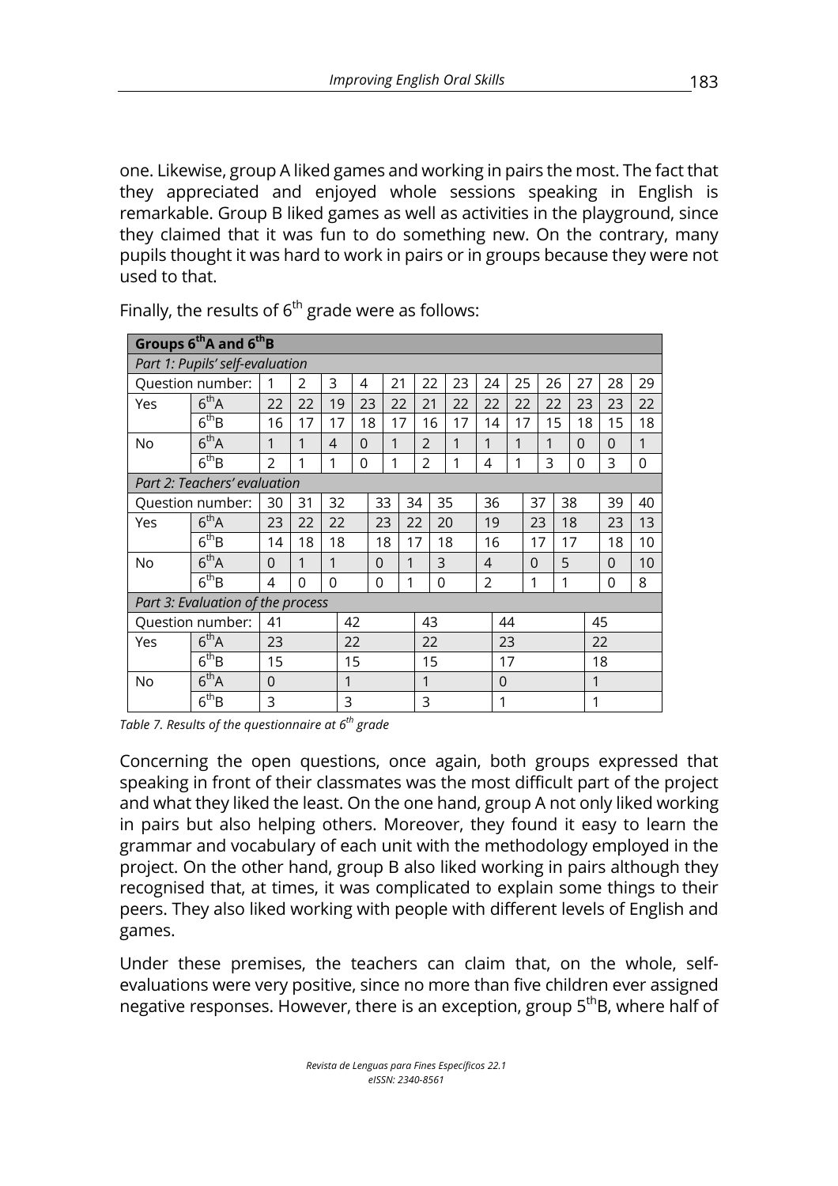one. Likewise, group A liked games and working in pairs the most. The fact that they appreciated and enjoyed whole sessions speaking in English is remarkable. Group B liked games as well as activities in the playground, since they claimed that it was fun to do something new. On the contrary, many pupils thought it was hard to work in pairs or in groups because they were not used to that.

Finally, the results of 6th grade were as follows:

| **Groups 6thA and 6thB** | | | | | | | | | | | | | | | |
|---|---|---|---|---|---|---|---|---|---|---|---|---|---|---|---|
| *Part 1: Pupils' self-evaluation* | | | | | | | | | | | | | | | |
| Question number: | | 1 | 2 | 3 | 4 | 21 | 22 | 23 | 24 | 25 | 26 | 27 | 28 | 29 | |
| Yes | 6thA | 22 | 22 | 19 | 23 | 22 | 21 | 22 | 22 | 22 | 22 | 23 | 23 | 22 | |
| | 6thB | 16 | 17 | 17 | 18 | 17 | 16 | 17 | 14 | 17 | 15 | 18 | 15 | 18 | |
| No | 6thA | 1 | 1 | 4 | 0 | 1 | 2 | 1 | 1 | 1 | 1 | 0 | 0 | 1 | |
| | 6thB | 2 | 1 | 1 | 0 | 1 | 2 | 1 | 4 | 1 | 3 | 0 | 3 | 0 | |
| *Part 2: Teachers' evaluation* | | | | | | | | | | | | | | | |
| Question number: | | 30 | 31 | 32 | 33 | 34 | 35 | 36 | 37 | 38 | 39 | 40 | | | |
| Yes | 6thA | 23 | 22 | 22 | 23 | 22 | 20 | 19 | 23 | 18 | 23 | 13 | | | |
| | 6thB | 14 | 18 | 18 | 18 | 17 | 18 | 16 | 17 | 17 | 18 | 10 | | | |
| No | 6thA | 0 | 1 | 1 | 0 | 1 | 3 | 4 | 0 | 5 | 0 | 10 | | | |
| | 6thB | 4 | 0 | 0 | 0 | 1 | 0 | 2 | 1 | 1 | 0 | 8 | | | |
| *Part 3: Evaluation of the process* | | | | | | | | | | | | | | | |
| Question number: | | 41 | 42 | 43 | 44 | 45 | | | | | | | | | |
| Yes | 6thA | 23 | 22 | 22 | 23 | 22 | | | | | | | | | |
| | 6thB | 15 | 15 | 15 | 17 | 18 | | | | | | | | | |
| No | 6thA | 0 | 1 | 1 | 0 | 1 | | | | | | | | | |
| | 6thB | 3 | 3 | 3 | 1 | 1 | | | | | | | | | |

*Table 7. Results of the questionnaire at 6th grade*

Concerning the open questions, once again, both groups expressed that speaking in front of their classmates was the most difficult part of the project and what they liked the least. On the one hand, group A not only liked working in pairs but also helping others. Moreover, they found it easy to learn the grammar and vocabulary of each unit with the methodology employed in the project. On the other hand, group B also liked working in pairs although they recognised that, at times, it was complicated to explain some things to their peers. They also liked working with people with different levels of English and games.

Under these premises, the teachers can claim that, on the whole, self-evaluations were very positive, since no more than five children ever assigned negative responses. However, there is an exception, group 5thB, where half of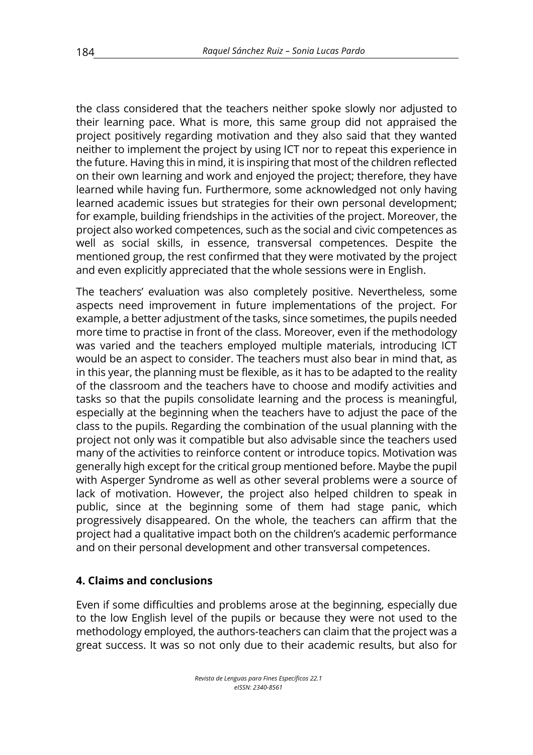the class considered that the teachers neither spoke slowly nor adjusted to their learning pace. What is more, this same group did not appraised the project positively regarding motivation and they also said that they wanted neither to implement the project by using ICT nor to repeat this experience in the future. Having this in mind, it is inspiring that most of the children reflected on their own learning and work and enjoyed the project; therefore, they have learned while having fun. Furthermore, some acknowledged not only having learned academic issues but strategies for their own personal development; for example, building friendships in the activities of the project. Moreover, the project also worked competences, such as the social and civic competences as well as social skills, in essence, transversal competences. Despite the mentioned group, the rest confirmed that they were motivated by the project and even explicitly appreciated that the whole sessions were in English.

The teachers' evaluation was also completely positive. Nevertheless, some aspects need improvement in future implementations of the project. For example, a better adjustment of the tasks, since sometimes, the pupils needed more time to practise in front of the class. Moreover, even if the methodology was varied and the teachers employed multiple materials, introducing ICT would be an aspect to consider. The teachers must also bear in mind that, as in this year, the planning must be flexible, as it has to be adapted to the reality of the classroom and the teachers have to choose and modify activities and tasks so that the pupils consolidate learning and the process is meaningful, especially at the beginning when the teachers have to adjust the pace of the class to the pupils. Regarding the combination of the usual planning with the project not only was it compatible but also advisable since the teachers used many of the activities to reinforce content or introduce topics. Motivation was generally high except for the critical group mentioned before. Maybe the pupil with Asperger Syndrome as well as other several problems were a source of lack of motivation. However, the project also helped children to speak in public, since at the beginning some of them had stage panic, which progressively disappeared. On the whole, the teachers can affirm that the project had a qualitative impact both on the children's academic performance and on their personal development and other transversal competences.

## 4. Claims and conclusions

Even if some difficulties and problems arose at the beginning, especially due to the low English level of the pupils or because they were not used to the methodology employed, the authors-teachers can claim that the project was a great success. It was so not only due to their academic results, but also for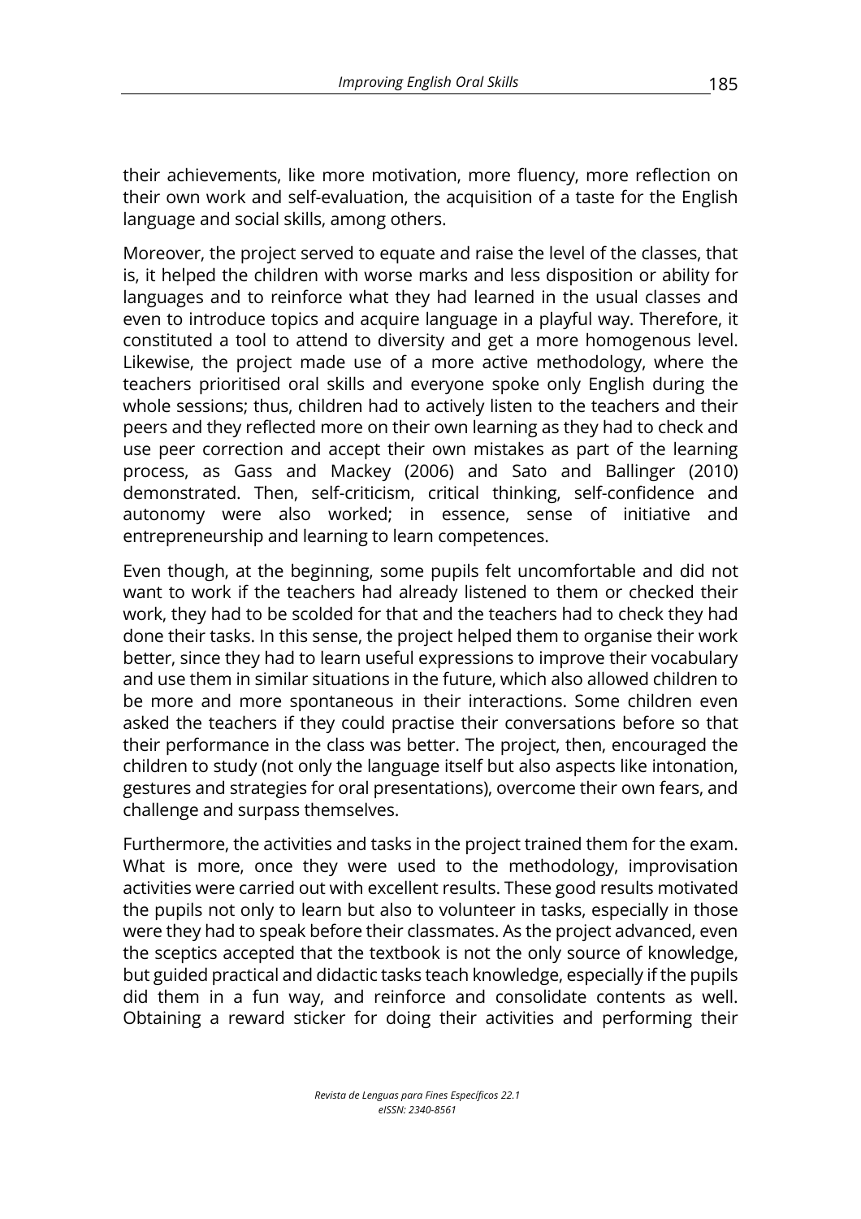their achievements, like more motivation, more fluency, more reflection on their own work and self-evaluation, the acquisition of a taste for the English language and social skills, among others.

Moreover, the project served to equate and raise the level of the classes, that is, it helped the children with worse marks and less disposition or ability for languages and to reinforce what they had learned in the usual classes and even to introduce topics and acquire language in a playful way. Therefore, it constituted a tool to attend to diversity and get a more homogenous level. Likewise, the project made use of a more active methodology, where the teachers prioritised oral skills and everyone spoke only English during the whole sessions; thus, children had to actively listen to the teachers and their peers and they reflected more on their own learning as they had to check and use peer correction and accept their own mistakes as part of the learning process, as Gass and Mackey (2006) and Sato and Ballinger (2010) demonstrated. Then, self-criticism, critical thinking, self-confidence and autonomy were also worked; in essence, sense of initiative and entrepreneurship and learning to learn competences.

Even though, at the beginning, some pupils felt uncomfortable and did not want to work if the teachers had already listened to them or checked their work, they had to be scolded for that and the teachers had to check they had done their tasks. In this sense, the project helped them to organise their work better, since they had to learn useful expressions to improve their vocabulary and use them in similar situations in the future, which also allowed children to be more and more spontaneous in their interactions. Some children even asked the teachers if they could practise their conversations before so that their performance in the class was better. The project, then, encouraged the children to study (not only the language itself but also aspects like intonation, gestures and strategies for oral presentations), overcome their own fears, and challenge and surpass themselves.

Furthermore, the activities and tasks in the project trained them for the exam. What is more, once they were used to the methodology, improvisation activities were carried out with excellent results. These good results motivated the pupils not only to learn but also to volunteer in tasks, especially in those were they had to speak before their classmates. As the project advanced, even the sceptics accepted that the textbook is not the only source of knowledge, but guided practical and didactic tasks teach knowledge, especially if the pupils did them in a fun way, and reinforce and consolidate contents as well. Obtaining a reward sticker for doing their activities and performing their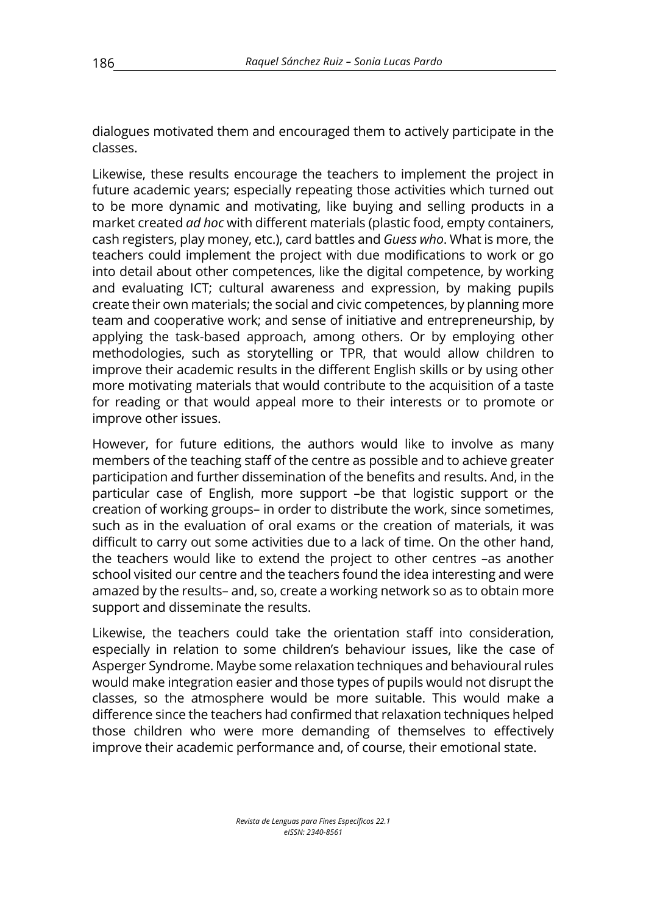dialogues motivated them and encouraged them to actively participate in the classes.

Likewise, these results encourage the teachers to implement the project in future academic years; especially repeating those activities which turned out to be more dynamic and motivating, like buying and selling products in a market created *ad hoc* with different materials (plastic food, empty containers, cash registers, play money, etc.), card battles and *Guess who*. What is more, the teachers could implement the project with due modifications to work or go into detail about other competences, like the digital competence, by working and evaluating ICT; cultural awareness and expression, by making pupils create their own materials; the social and civic competences, by planning more team and cooperative work; and sense of initiative and entrepreneurship, by applying the task-based approach, among others. Or by employing other methodologies, such as storytelling or TPR, that would allow children to improve their academic results in the different English skills or by using other more motivating materials that would contribute to the acquisition of a taste for reading or that would appeal more to their interests or to promote or improve other issues.

However, for future editions, the authors would like to involve as many members of the teaching staff of the centre as possible and to achieve greater participation and further dissemination of the benefits and results. And, in the particular case of English, more support –be that logistic support or the creation of working groups– in order to distribute the work, since sometimes, such as in the evaluation of oral exams or the creation of materials, it was difficult to carry out some activities due to a lack of time. On the other hand, the teachers would like to extend the project to other centres –as another school visited our centre and the teachers found the idea interesting and were amazed by the results– and, so, create a working network so as to obtain more support and disseminate the results.

Likewise, the teachers could take the orientation staff into consideration, especially in relation to some children's behaviour issues, like the case of Asperger Syndrome. Maybe some relaxation techniques and behavioural rules would make integration easier and those types of pupils would not disrupt the classes, so the atmosphere would be more suitable. This would make a difference since the teachers had confirmed that relaxation techniques helped those children who were more demanding of themselves to effectively improve their academic performance and, of course, their emotional state.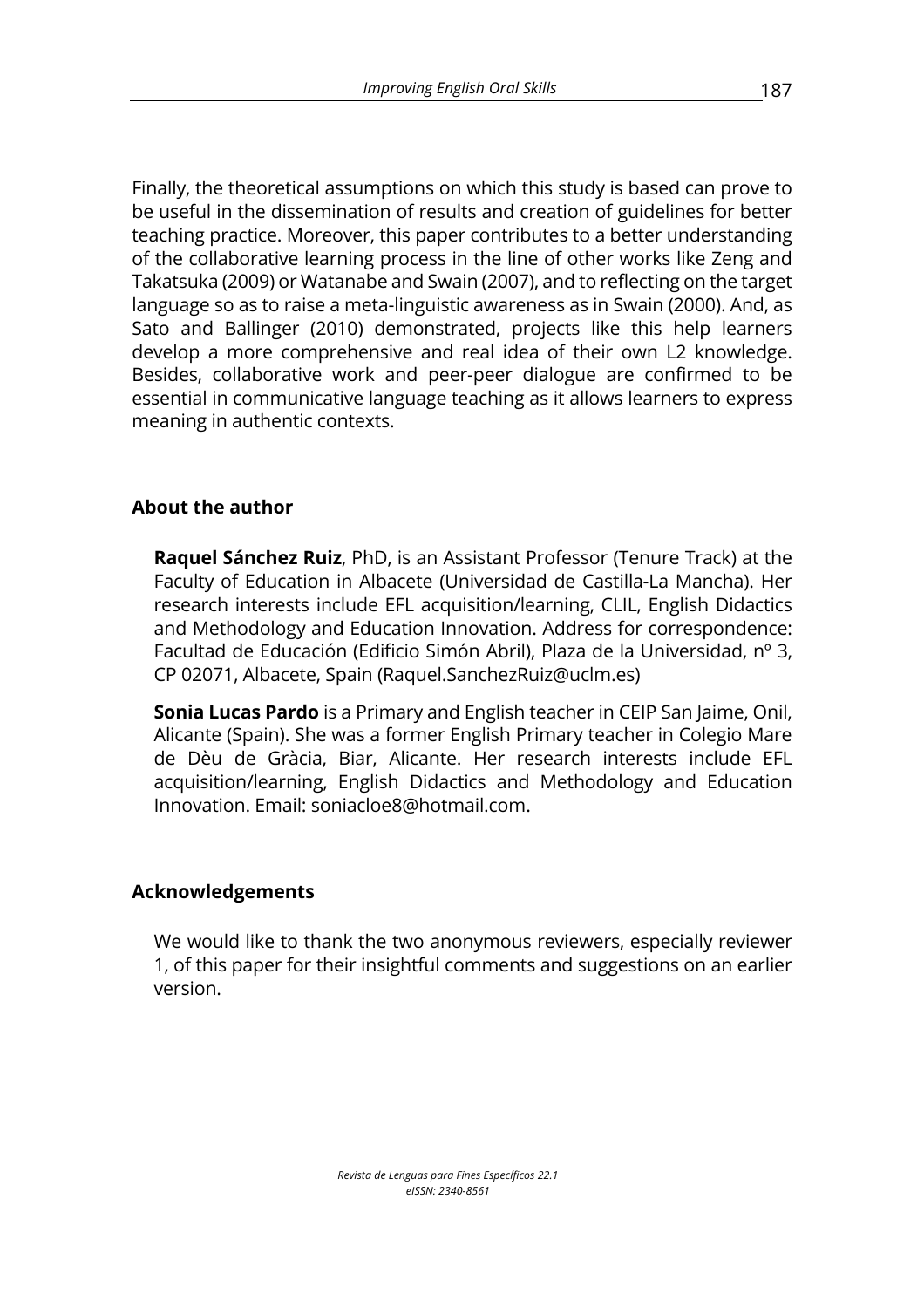Finally, the theoretical assumptions on which this study is based can prove to be useful in the dissemination of results and creation of guidelines for better teaching practice. Moreover, this paper contributes to a better understanding of the collaborative learning process in the line of other works like Zeng and Takatsuka (2009) or Watanabe and Swain (2007), and to reflecting on the target language so as to raise a meta-linguistic awareness as in Swain (2000). And, as Sato and Ballinger (2010) demonstrated, projects like this help learners develop a more comprehensive and real idea of their own L2 knowledge. Besides, collaborative work and peer-peer dialogue are confirmed to be essential in communicative language teaching as it allows learners to express meaning in authentic contexts.

## About the author

**Raquel Sánchez Ruiz**, PhD, is an Assistant Professor (Tenure Track) at the Faculty of Education in Albacete (Universidad de Castilla-La Mancha). Her research interests include EFL acquisition/learning, CLIL, English Didactics and Methodology and Education Innovation. Address for correspondence: Facultad de Educación (Edificio Simón Abril), Plaza de la Universidad, nº 3, CP 02071, Albacete, Spain (Raquel.SanchezRuiz@uclm.es)

**Sonia Lucas Pardo** is a Primary and English teacher in CEIP San Jaime, Onil, Alicante (Spain). She was a former English Primary teacher in Colegio Mare de Dèu de Gràcia, Biar, Alicante. Her research interests include EFL acquisition/learning, English Didactics and Methodology and Education Innovation. Email: soniacloe8@hotmail.com.

## Acknowledgements

We would like to thank the two anonymous reviewers, especially reviewer 1, of this paper for their insightful comments and suggestions on an earlier version.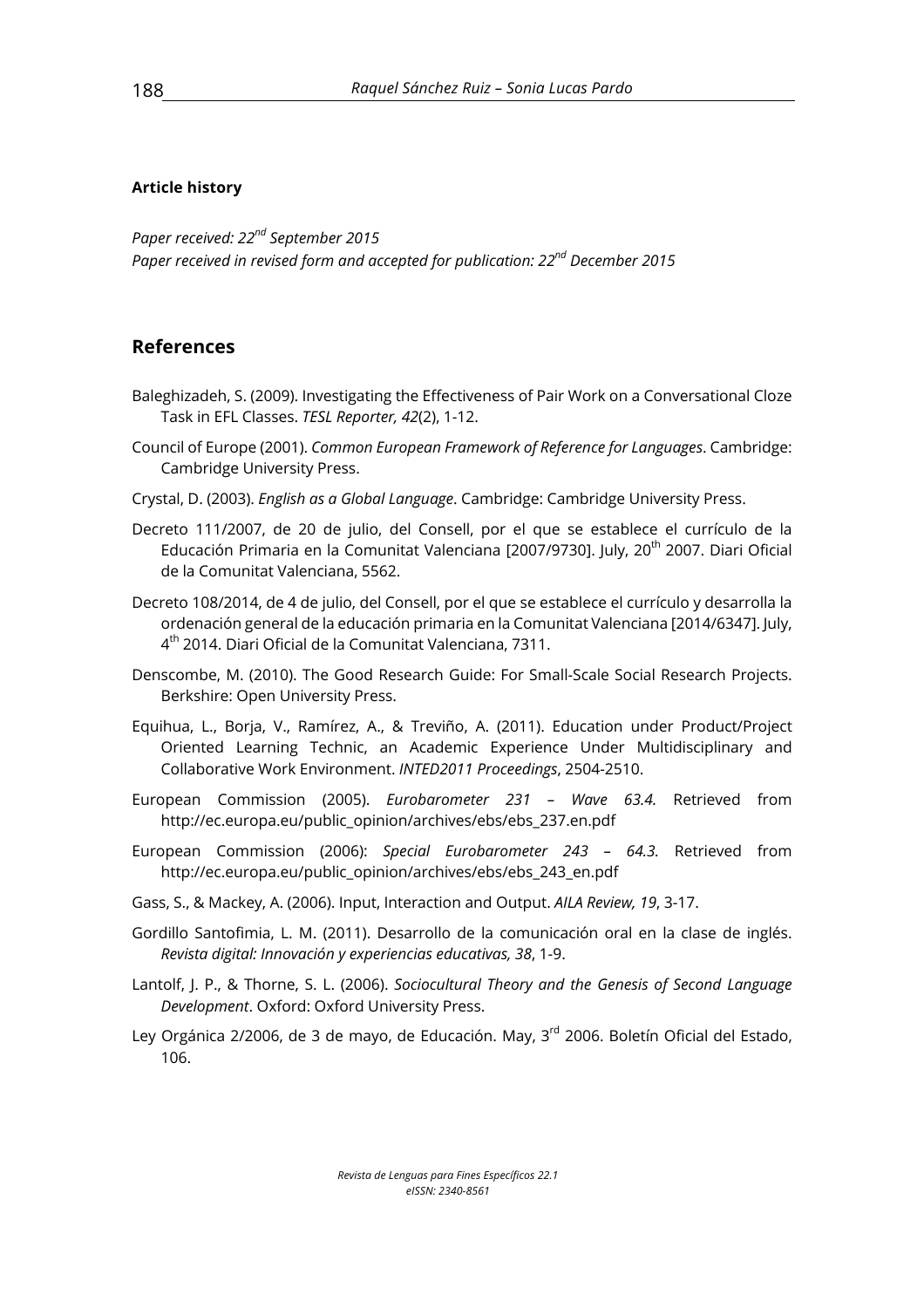**Article history**

*Paper received: 22nd September 2015*
*Paper received in revised form and accepted for publication: 22nd December 2015*

## References

Baleghizadeh, S. (2009). Investigating the Effectiveness of Pair Work on a Conversational Cloze Task in EFL Classes. *TESL Reporter, 42*(2), 1-12.

Council of Europe (2001). *Common European Framework of Reference for Languages*. Cambridge: Cambridge University Press.

Crystal, D. (2003). *English as a Global Language*. Cambridge: Cambridge University Press.

Decreto 111/2007, de 20 de julio, del Consell, por el que se establece el currículo de la Educación Primaria en la Comunitat Valenciana [2007/9730]. July, 20th 2007. Diari Oficial de la Comunitat Valenciana, 5562.

Decreto 108/2014, de 4 de julio, del Consell, por el que se establece el currículo y desarrolla la ordenación general de la educación primaria en la Comunitat Valenciana [2014/6347]. July, 4th 2014. Diari Oficial de la Comunitat Valenciana, 7311.

Denscombe, M. (2010). The Good Research Guide: For Small-Scale Social Research Projects. Berkshire: Open University Press.

Equihua, L., Borja, V., Ramírez, A., & Treviño, A. (2011). Education under Product/Project Oriented Learning Technic, an Academic Experience Under Multidisciplinary and Collaborative Work Environment. *INTED2011 Proceedings*, 2504-2510.

European Commission (2005). *Eurobarometer 231 – Wave 63.4*. Retrieved from http://ec.europa.eu/public_opinion/archives/ebs/ebs_237.en.pdf

European Commission (2006): *Special Eurobarometer 243 – 64.3*. Retrieved from http://ec.europa.eu/public_opinion/archives/ebs/ebs_243_en.pdf

Gass, S., & Mackey, A. (2006). Input, Interaction and Output. *AILA Review, 19*, 3-17.

Gordillo Santofimia, L. M. (2011). Desarrollo de la comunicación oral en la clase de inglés. *Revista digital: Innovación y experiencias educativas, 38*, 1-9.

Lantolf, J. P., & Thorne, S. L. (2006). *Sociocultural Theory and the Genesis of Second Language Development*. Oxford: Oxford University Press.

Ley Orgánica 2/2006, de 3 de mayo, de Educación. May, 3rd 2006. Boletín Oficial del Estado, 106.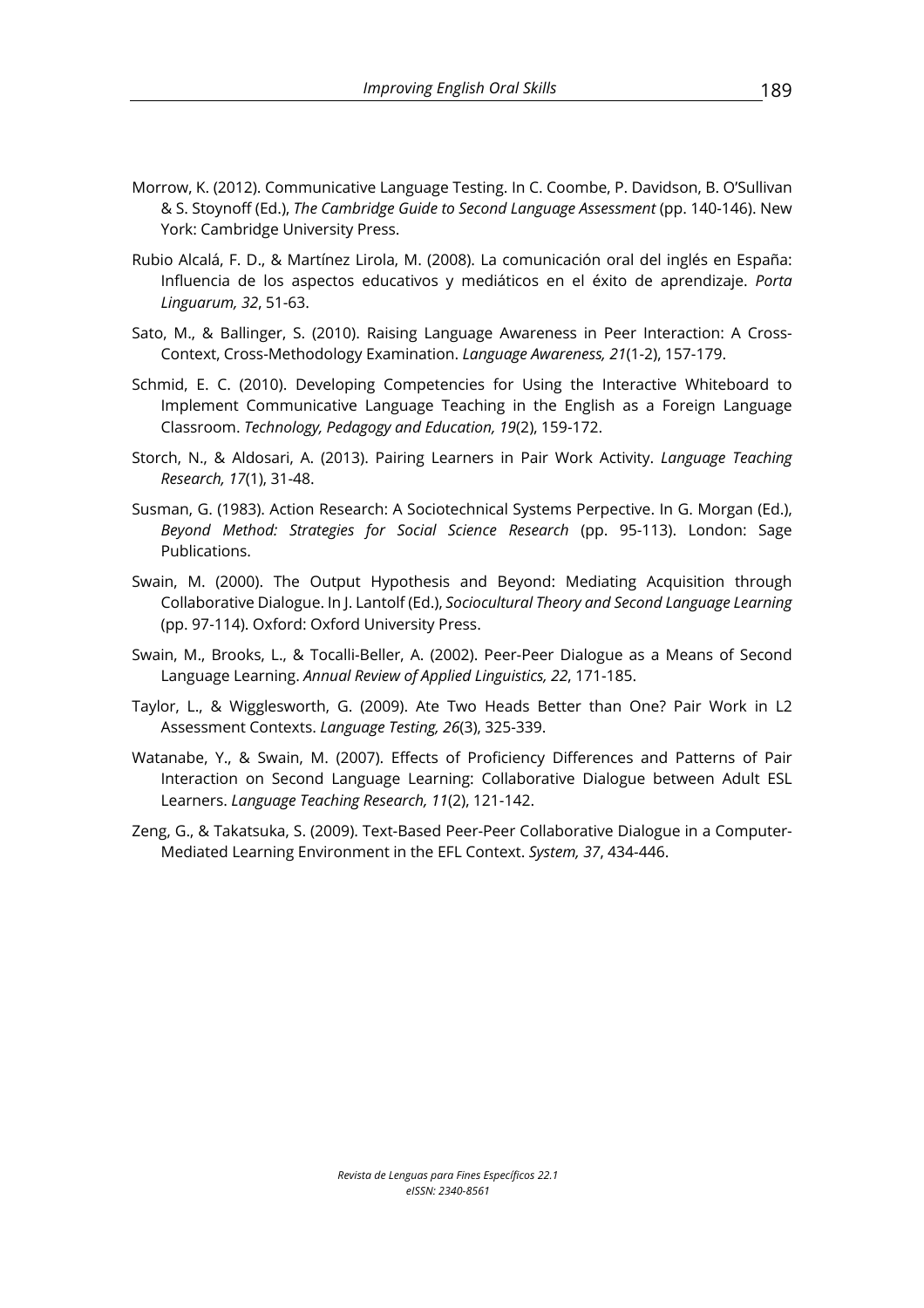Morrow, K. (2012). Communicative Language Testing. In C. Coombe, P. Davidson, B. O'Sullivan & S. Stoynoff (Ed.), *The Cambridge Guide to Second Language Assessment* (pp. 140-146). New York: Cambridge University Press.

Rubio Alcalá, F. D., & Martínez Lirola, M. (2008). La comunicación oral del inglés en España: Influencia de los aspectos educativos y mediáticos en el éxito de aprendizaje. *Porta Linguarum, 32*, 51-63.

Sato, M., & Ballinger, S. (2010). Raising Language Awareness in Peer Interaction: A Cross-Context, Cross-Methodology Examination. *Language Awareness, 21*(1-2), 157-179.

Schmid, E. C. (2010). Developing Competencies for Using the Interactive Whiteboard to Implement Communicative Language Teaching in the English as a Foreign Language Classroom. *Technology, Pedagogy and Education, 19*(2), 159-172.

Storch, N., & Aldosari, A. (2013). Pairing Learners in Pair Work Activity. *Language Teaching Research, 17*(1), 31-48.

Susman, G. (1983). Action Research: A Sociotechnical Systems Perpective. In G. Morgan (Ed.), *Beyond Method: Strategies for Social Science Research* (pp. 95-113). London: Sage Publications.

Swain, M. (2000). The Output Hypothesis and Beyond: Mediating Acquisition through Collaborative Dialogue. In J. Lantolf (Ed.), *Sociocultural Theory and Second Language Learning* (pp. 97-114). Oxford: Oxford University Press.

Swain, M., Brooks, L., & Tocalli-Beller, A. (2002). Peer-Peer Dialogue as a Means of Second Language Learning. *Annual Review of Applied Linguistics, 22*, 171-185.

Taylor, L., & Wigglesworth, G. (2009). Ate Two Heads Better than One? Pair Work in L2 Assessment Contexts. *Language Testing, 26*(3), 325-339.

Watanabe, Y., & Swain, M. (2007). Effects of Proficiency Differences and Patterns of Pair Interaction on Second Language Learning: Collaborative Dialogue between Adult ESL Learners. *Language Teaching Research, 11*(2), 121-142.

Zeng, G., & Takatsuka, S. (2009). Text-Based Peer-Peer Collaborative Dialogue in a Computer-Mediated Learning Environment in the EFL Context. *System, 37*, 434-446.